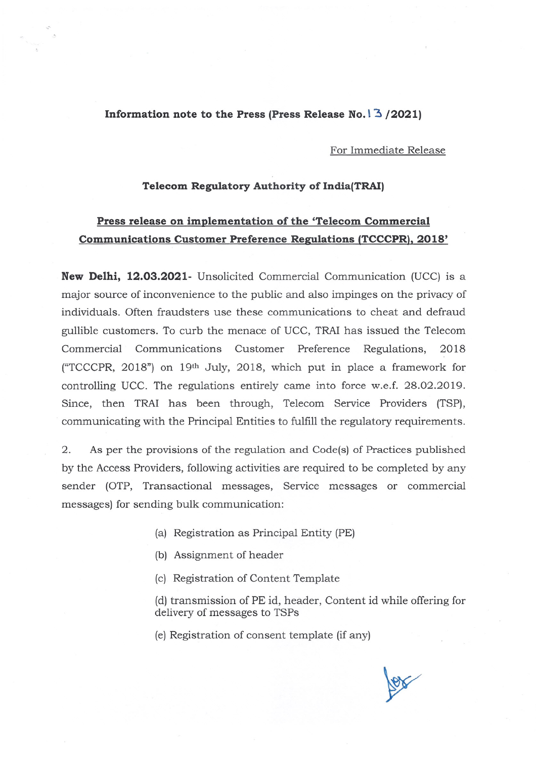**Information note to the Press (Press Release No.13 /2021)**

For Immediate Release

**Telecom Regulatory Authority of India(TRAI)**

## Press release on implementation of the 'Telecom Commercial Communications Customer Preference Regulations (TCCCPR), 2018'

**New Delhi, 12.03.2021-** Unsolicited Commercial Communication (UCC) is a major source of inconvenience to the public and also impinges on the privacy of individuals. Often fraudsters use these communications to cheat and defraud gullible customers. To curb the menace of UCC, TRAI has issued the Telecom Commercial Communications Customer Preference Regulations, 2018 ("TCCCPR, 2018") on 19th July, 2018, which put in place a framework for controlling UCC. The regulations entirely came into force w.e.f. 28.02.2019. Since, then TRAI has been through, Telecom Service Providers (TSP), communicating with the Principal Entities to fulfill the regulatory requirements.

2. As per the provisions of the regulation and Code(s) of Practices published by the Access Providers, following activities are required to be completed by any sender (OTP, Transactional messages, Service messages or commercial messages) for sending bulk communication:

(a) Registration as Principal Entity (PE)

(b) Assignment of header

(c) Registration of Content Template

(d) transmission of PE id, header, Content id while offering for delivery of messages to TSPs

(e) Registration of consent template (if any)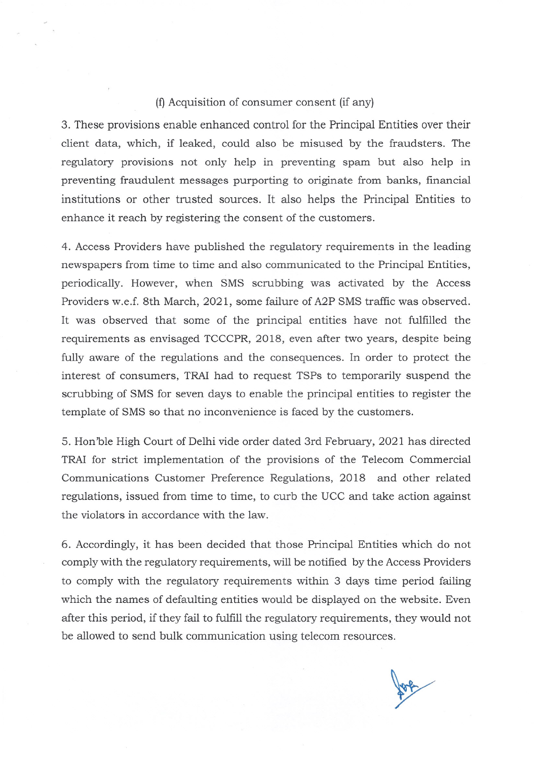(f) Acquisition of consumer consent (if any)

3. These provisions enable enhanced control for the Principal Entities over their client data, which, if leaked, could also be misused by the fraudsters. The regulatory provisions not only help in preventing spam but also help in preventing fraudulent messages purporting to originate from banks, financial institutions or other trusted sources. It also helps the Principal Entities to enhance it reach by registering the consent of the customers.

4. Access Providers have published the regulatory requirements in the leading newspapers from time to time and also communicated to the Principal Entities, periodically. However, when SMS scrubbing was activated by the Access Providers w.e.f. 8th March, 2021, some failure of A2P SMS traffic was observed. It was observed that some of the principal entities have not fulfilled the requirements as envisaged TCCCPR, 2018, even after two years, despite being fully aware of the regulations and the consequences. In order to protect the interest of consumers, TRAI had to request TSPs to temporarily suspend the scrubbing of SMS for seven days to enable the principal entities to register the template of SMS so that no inconvenience is faced by the customers.

5. Hon'ble High Court of Delhi vide order dated 3rd February, 2021 has directed TRAI for strict implementation of the provisions of the Telecom Commercial Communications Customer Preference Regulations, 2018 and other related regulations, issued from time to time, to curb the UCC and take action against the violators in accordance with the law.

6. Accordingly, it has been decided that those Principal Entities which do not comply with the regulatory requirements, will be notified by the Access Providers to comply with the regulatory requirements within 3 days time period failing which the names of defaulting entities would be displayed on the website. Even after this period, if they fail to fulfill the regulatory requirements, they would not be allowed to send bulk communication using telecom resources.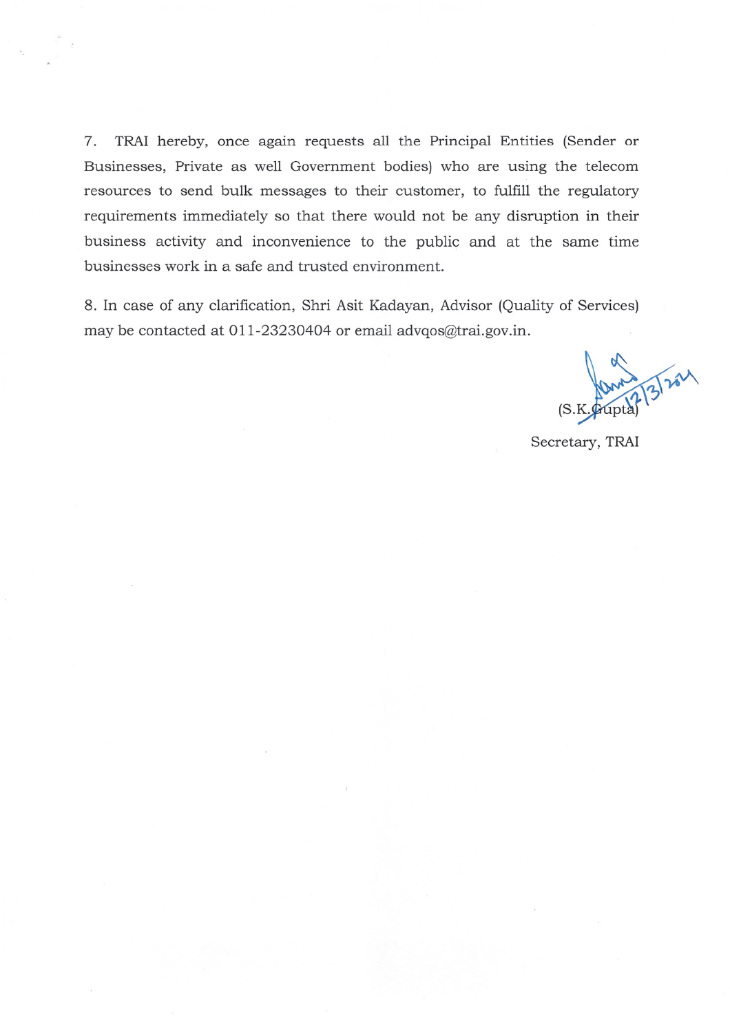7. TRAI hereby, once again requests all the Principal Entities (Sender or Businesses, Private as well Government bodies) who are using the telecom resources to send bulk messages to their customer, to fulfill the regulatory requirements immediately so that there would not be any disruption in their business activity and inconvenience to the public and at the same time businesses work in a safe and trusted environment.

8. In case of any clarification, Shri Asit Kadayan, Advisor (Quality of Services) may be contacted at 011-23230404 or email advqos@trai.gov.in.

12/3/2024

(S.K.Gupta)

Secretary, TRAI